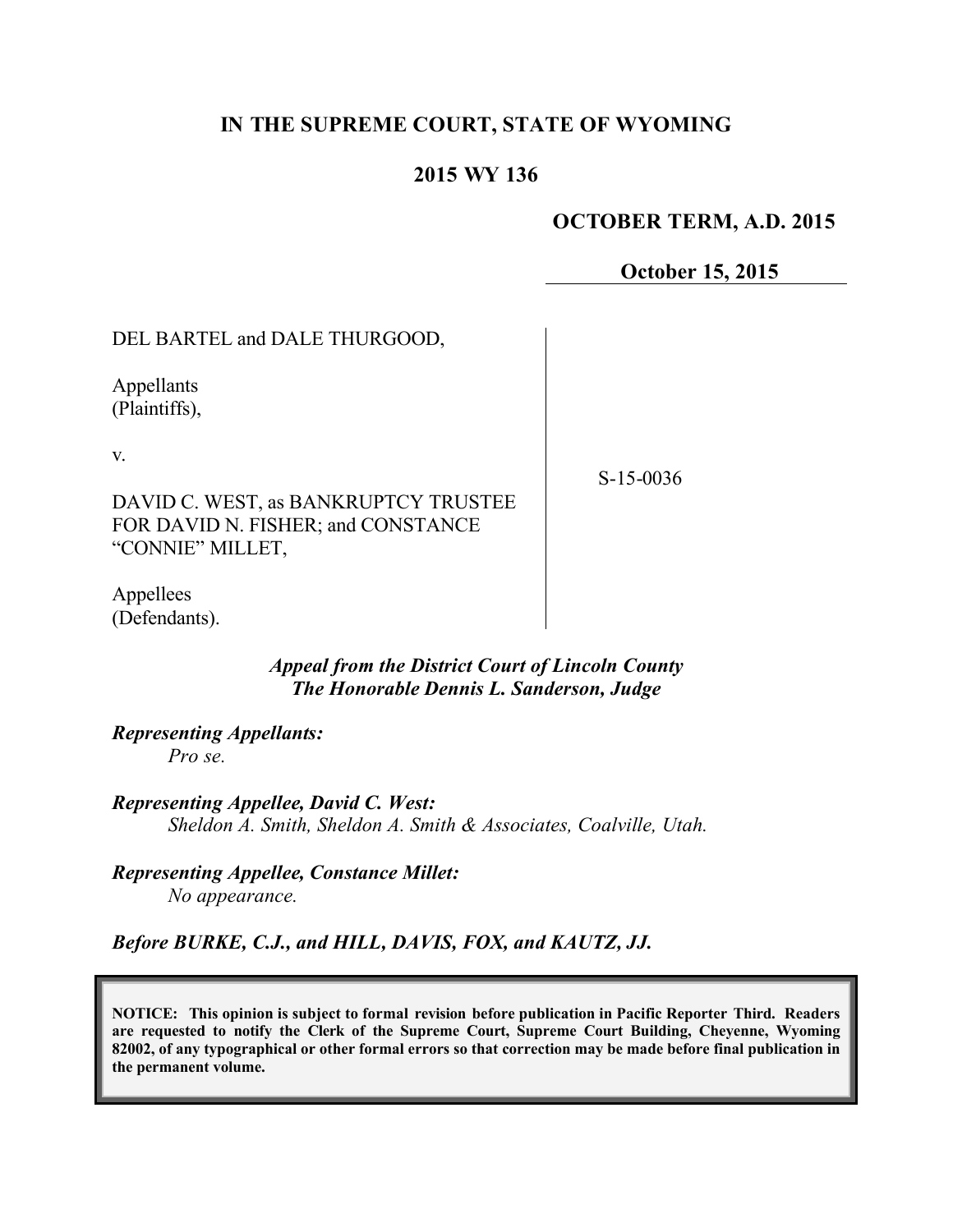**IN THE SUPREME COURT, STATE OF WYOMING**

**2015 WY 136**

**OCTOBER TERM, A.D. 2015**

**October 15, 2015**

DEL BARTEL and DALE THURGOOD,

Appellants
(Plaintiffs),

v.

DAVID C. WEST, as BANKRUPTCY TRUSTEE FOR DAVID N. FISHER; and CONSTANCE "CONNIE" MILLET,

Appellees
(Defendants).

S-15-0036

***Appeal from the District Court of Lincoln County***
***The Honorable Dennis L. Sanderson, Judge***

***Representing Appellants:***
*Pro se.*

***Representing Appellee, David C. West:***
*Sheldon A. Smith, Sheldon A. Smith & Associates, Coalville, Utah.*

***Representing Appellee, Constance Millet:***
*No appearance.*

***Before BURKE, C.J., and HILL, DAVIS, FOX, and KAUTZ, JJ.***

**NOTICE: This opinion is subject to formal revision before publication in Pacific Reporter Third. Readers are requested to notify the Clerk of the Supreme Court, Supreme Court Building, Cheyenne, Wyoming 82002, of any typographical or other formal errors so that correction may be made before final publication in the permanent volume.**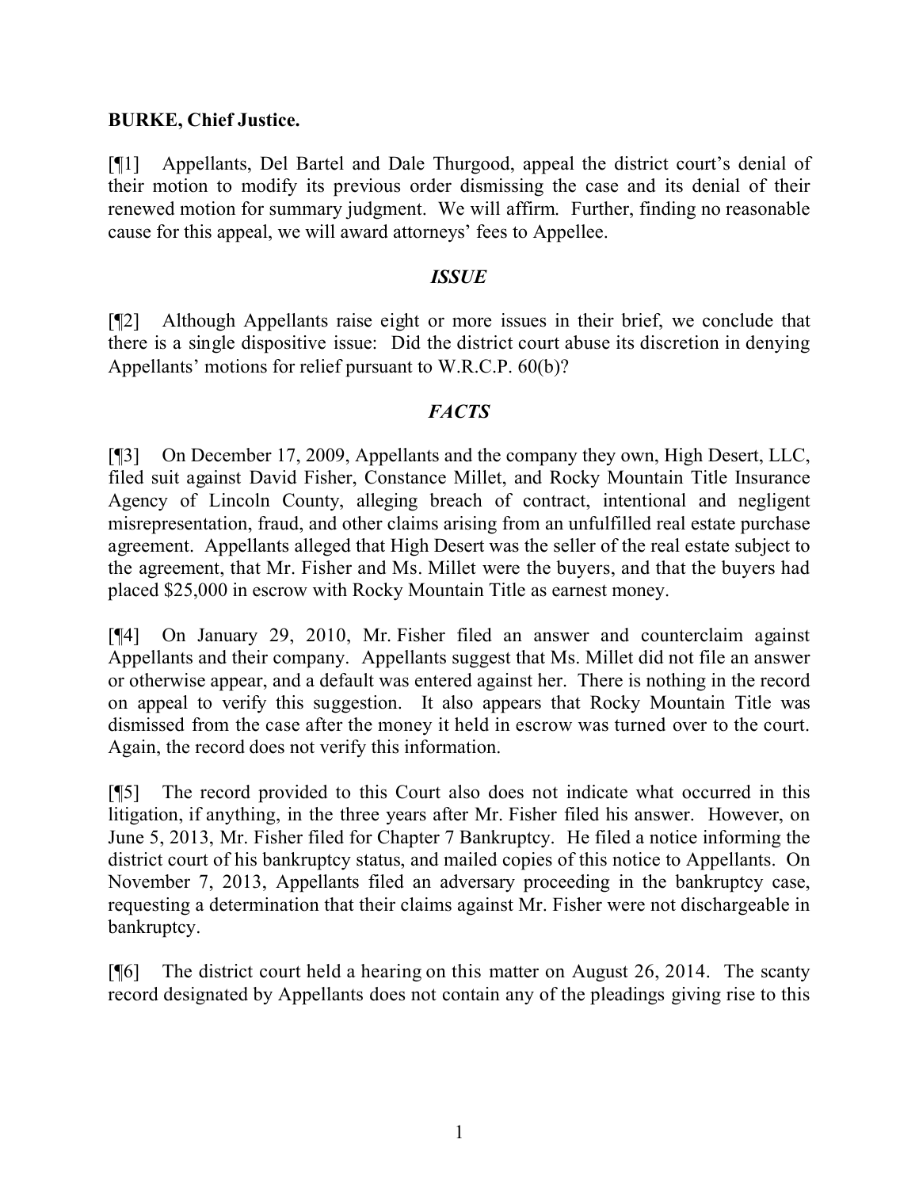**BURKE, Chief Justice.**

[¶1] Appellants, Del Bartel and Dale Thurgood, appeal the district court's denial of their motion to modify its previous order dismissing the case and its denial of their renewed motion for summary judgment. We will affirm. Further, finding no reasonable cause for this appeal, we will award attorneys' fees to Appellee.

## *ISSUE*

[¶2] Although Appellants raise eight or more issues in their brief, we conclude that there is a single dispositive issue: Did the district court abuse its discretion in denying Appellants' motions for relief pursuant to W.R.C.P. 60(b)?

## *FACTS*

[¶3] On December 17, 2009, Appellants and the company they own, High Desert, LLC, filed suit against David Fisher, Constance Millet, and Rocky Mountain Title Insurance Agency of Lincoln County, alleging breach of contract, intentional and negligent misrepresentation, fraud, and other claims arising from an unfulfilled real estate purchase agreement. Appellants alleged that High Desert was the seller of the real estate subject to the agreement, that Mr. Fisher and Ms. Millet were the buyers, and that the buyers had placed $25,000 in escrow with Rocky Mountain Title as earnest money.

[¶4] On January 29, 2010, Mr. Fisher filed an answer and counterclaim against Appellants and their company. Appellants suggest that Ms. Millet did not file an answer or otherwise appear, and a default was entered against her. There is nothing in the record on appeal to verify this suggestion. It also appears that Rocky Mountain Title was dismissed from the case after the money it held in escrow was turned over to the court. Again, the record does not verify this information.

[¶5] The record provided to this Court also does not indicate what occurred in this litigation, if anything, in the three years after Mr. Fisher filed his answer. However, on June 5, 2013, Mr. Fisher filed for Chapter 7 Bankruptcy. He filed a notice informing the district court of his bankruptcy status, and mailed copies of this notice to Appellants. On November 7, 2013, Appellants filed an adversary proceeding in the bankruptcy case, requesting a determination that their claims against Mr. Fisher were not dischargeable in bankruptcy.

[¶6] The district court held a hearing on this matter on August 26, 2014. The scanty record designated by Appellants does not contain any of the pleadings giving rise to this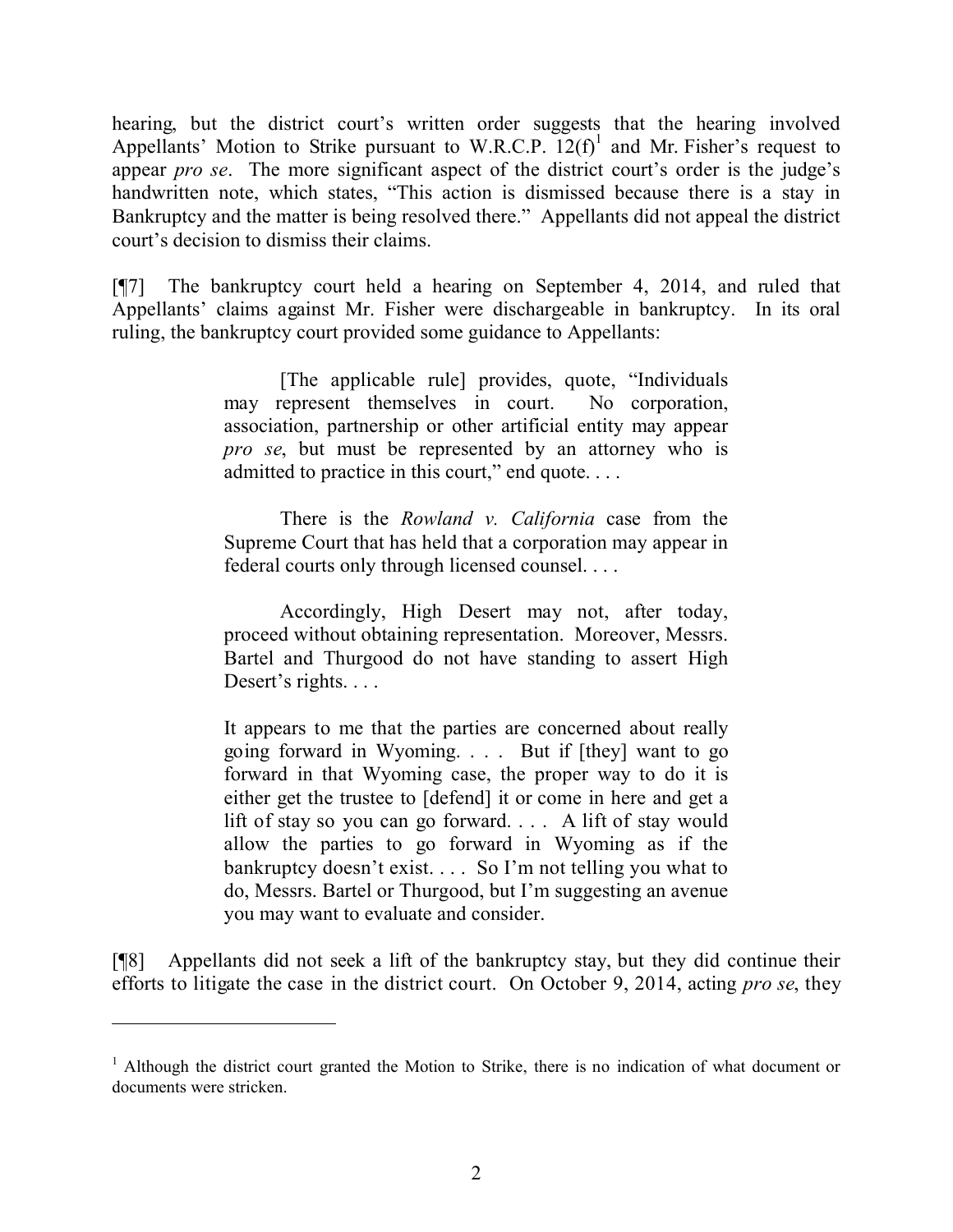hearing, but the district court's written order suggests that the hearing involved Appellants' Motion to Strike pursuant to W.R.C.P. 12(f)[1] and Mr. Fisher's request to appear *pro se*. The more significant aspect of the district court's order is the judge's handwritten note, which states, "This action is dismissed because there is a stay in Bankruptcy and the matter is being resolved there." Appellants did not appeal the district court's decision to dismiss their claims.

[¶7] The bankruptcy court held a hearing on September 4, 2014, and ruled that Appellants' claims against Mr. Fisher were dischargeable in bankruptcy. In its oral ruling, the bankruptcy court provided some guidance to Appellants:

> [The applicable rule] provides, quote, "Individuals may represent themselves in court. No corporation, association, partnership or other artificial entity may appear *pro se*, but must be represented by an attorney who is admitted to practice in this court," end quote. . . .
>
> There is the *Rowland v. California* case from the Supreme Court that has held that a corporation may appear in federal courts only through licensed counsel. . . .
>
> Accordingly, High Desert may not, after today, proceed without obtaining representation. Moreover, Messrs. Bartel and Thurgood do not have standing to assert High Desert's rights. . . .
>
> It appears to me that the parties are concerned about really going forward in Wyoming. . . . But if [they] want to go forward in that Wyoming case, the proper way to do it is either get the trustee to [defend] it or come in here and get a lift of stay so you can go forward. . . . A lift of stay would allow the parties to go forward in Wyoming as if the bankruptcy doesn't exist. . . . So I'm not telling you what to do, Messrs. Bartel or Thurgood, but I'm suggesting an avenue you may want to evaluate and consider.

[¶8] Appellants did not seek a lift of the bankruptcy stay, but they did continue their efforts to litigate the case in the district court. On October 9, 2014, acting *pro se*, they

---

[1] Although the district court granted the Motion to Strike, there is no indication of what document or documents were stricken.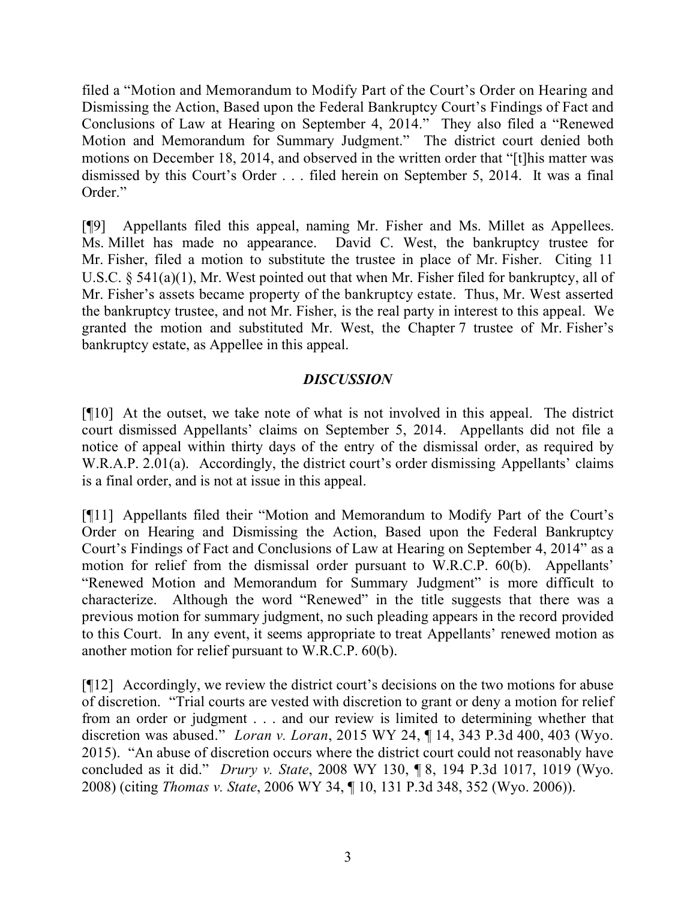filed a "Motion and Memorandum to Modify Part of the Court's Order on Hearing and Dismissing the Action, Based upon the Federal Bankruptcy Court's Findings of Fact and Conclusions of Law at Hearing on September 4, 2014." They also filed a "Renewed Motion and Memorandum for Summary Judgment." The district court denied both motions on December 18, 2014, and observed in the written order that "[t]his matter was dismissed by this Court's Order . . . filed herein on September 5, 2014. It was a final Order."

[¶9] Appellants filed this appeal, naming Mr. Fisher and Ms. Millet as Appellees. Ms. Millet has made no appearance. David C. West, the bankruptcy trustee for Mr. Fisher, filed a motion to substitute the trustee in place of Mr. Fisher. Citing 11 U.S.C. § 541(a)(1), Mr. West pointed out that when Mr. Fisher filed for bankruptcy, all of Mr. Fisher's assets became property of the bankruptcy estate. Thus, Mr. West asserted the bankruptcy trustee, and not Mr. Fisher, is the real party in interest to this appeal. We granted the motion and substituted Mr. West, the Chapter 7 trustee of Mr. Fisher's bankruptcy estate, as Appellee in this appeal.

## *DISCUSSION*

[¶10] At the outset, we take note of what is not involved in this appeal. The district court dismissed Appellants' claims on September 5, 2014. Appellants did not file a notice of appeal within thirty days of the entry of the dismissal order, as required by W.R.A.P. 2.01(a). Accordingly, the district court's order dismissing Appellants' claims is a final order, and is not at issue in this appeal.

[¶11] Appellants filed their "Motion and Memorandum to Modify Part of the Court's Order on Hearing and Dismissing the Action, Based upon the Federal Bankruptcy Court's Findings of Fact and Conclusions of Law at Hearing on September 4, 2014" as a motion for relief from the dismissal order pursuant to W.R.C.P. 60(b). Appellants' "Renewed Motion and Memorandum for Summary Judgment" is more difficult to characterize. Although the word "Renewed" in the title suggests that there was a previous motion for summary judgment, no such pleading appears in the record provided to this Court. In any event, it seems appropriate to treat Appellants' renewed motion as another motion for relief pursuant to W.R.C.P. 60(b).

[¶12] Accordingly, we review the district court's decisions on the two motions for abuse of discretion. "Trial courts are vested with discretion to grant or deny a motion for relief from an order or judgment . . . and our review is limited to determining whether that discretion was abused." *Loran v. Loran*, 2015 WY 24, ¶ 14, 343 P.3d 400, 403 (Wyo. 2015). "An abuse of discretion occurs where the district court could not reasonably have concluded as it did." *Drury v. State*, 2008 WY 130, ¶ 8, 194 P.3d 1017, 1019 (Wyo. 2008) (citing *Thomas v. State*, 2006 WY 34, ¶ 10, 131 P.3d 348, 352 (Wyo. 2006)).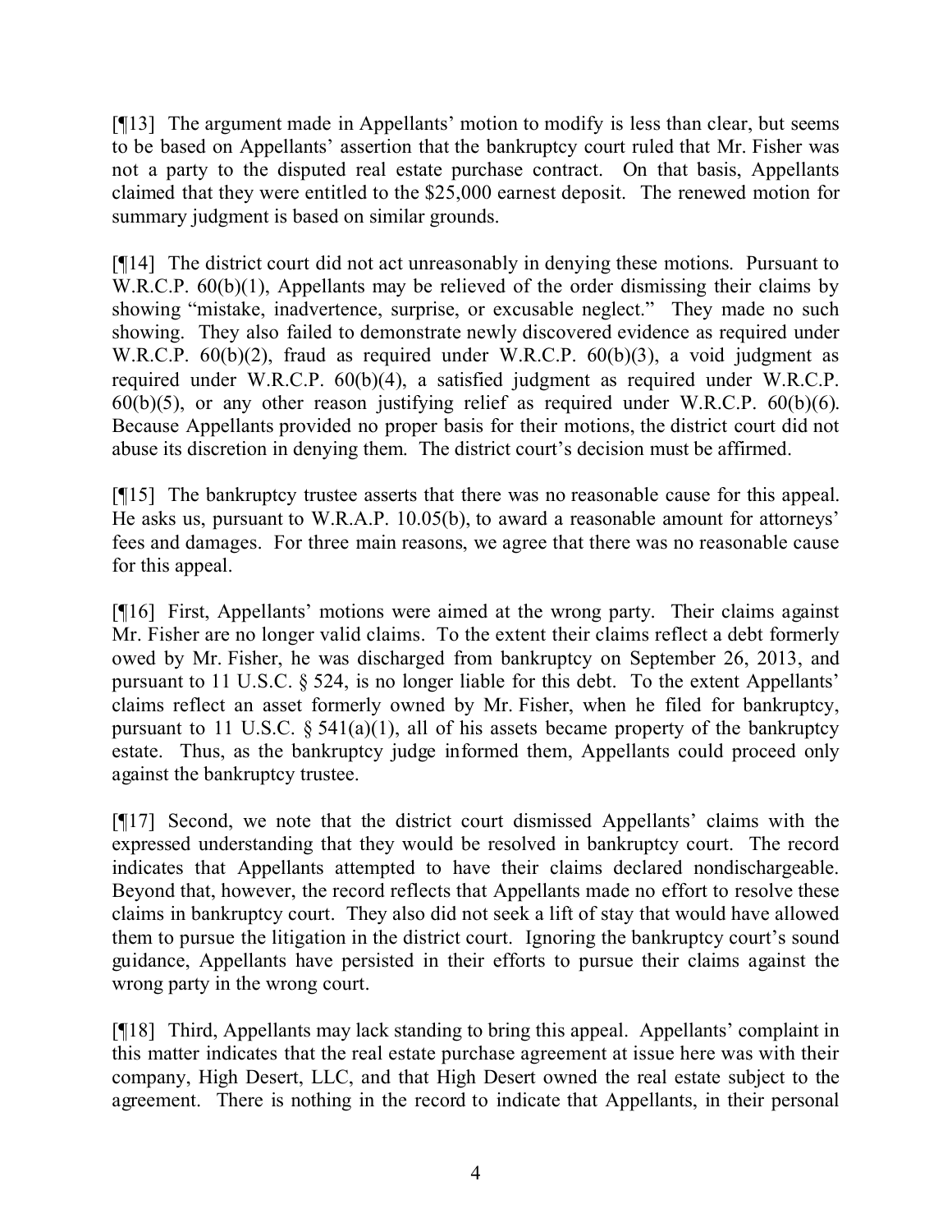[¶13] The argument made in Appellants' motion to modify is less than clear, but seems to be based on Appellants' assertion that the bankruptcy court ruled that Mr. Fisher was not a party to the disputed real estate purchase contract. On that basis, Appellants claimed that they were entitled to the $25,000 earnest deposit. The renewed motion for summary judgment is based on similar grounds.

[¶14] The district court did not act unreasonably in denying these motions. Pursuant to W.R.C.P. 60(b)(1), Appellants may be relieved of the order dismissing their claims by showing "mistake, inadvertence, surprise, or excusable neglect." They made no such showing. They also failed to demonstrate newly discovered evidence as required under W.R.C.P. 60(b)(2), fraud as required under W.R.C.P. 60(b)(3), a void judgment as required under W.R.C.P. 60(b)(4), a satisfied judgment as required under W.R.C.P. 60(b)(5), or any other reason justifying relief as required under W.R.C.P. 60(b)(6). Because Appellants provided no proper basis for their motions, the district court did not abuse its discretion in denying them. The district court's decision must be affirmed.

[¶15] The bankruptcy trustee asserts that there was no reasonable cause for this appeal. He asks us, pursuant to W.R.A.P. 10.05(b), to award a reasonable amount for attorneys' fees and damages. For three main reasons, we agree that there was no reasonable cause for this appeal.

[¶16] First, Appellants' motions were aimed at the wrong party. Their claims against Mr. Fisher are no longer valid claims. To the extent their claims reflect a debt formerly owed by Mr. Fisher, he was discharged from bankruptcy on September 26, 2013, and pursuant to 11 U.S.C. § 524, is no longer liable for this debt. To the extent Appellants' claims reflect an asset formerly owned by Mr. Fisher, when he filed for bankruptcy, pursuant to 11 U.S.C. § 541(a)(1), all of his assets became property of the bankruptcy estate. Thus, as the bankruptcy judge informed them, Appellants could proceed only against the bankruptcy trustee.

[¶17] Second, we note that the district court dismissed Appellants' claims with the expressed understanding that they would be resolved in bankruptcy court. The record indicates that Appellants attempted to have their claims declared nondischargeable. Beyond that, however, the record reflects that Appellants made no effort to resolve these claims in bankruptcy court. They also did not seek a lift of stay that would have allowed them to pursue the litigation in the district court. Ignoring the bankruptcy court's sound guidance, Appellants have persisted in their efforts to pursue their claims against the wrong party in the wrong court.

[¶18] Third, Appellants may lack standing to bring this appeal. Appellants' complaint in this matter indicates that the real estate purchase agreement at issue here was with their company, High Desert, LLC, and that High Desert owned the real estate subject to the agreement. There is nothing in the record to indicate that Appellants, in their personal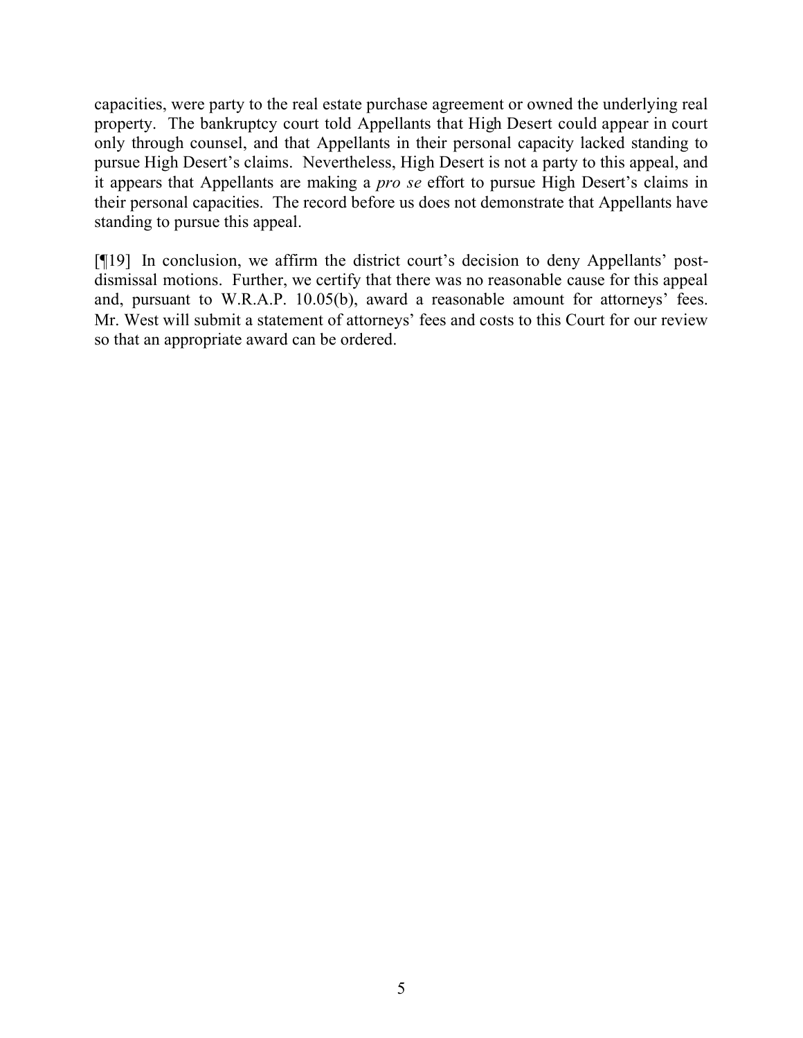capacities, were party to the real estate purchase agreement or owned the underlying real property. The bankruptcy court told Appellants that High Desert could appear in court only through counsel, and that Appellants in their personal capacity lacked standing to pursue High Desert's claims. Nevertheless, High Desert is not a party to this appeal, and it appears that Appellants are making a *pro se* effort to pursue High Desert's claims in their personal capacities. The record before us does not demonstrate that Appellants have standing to pursue this appeal.

[¶19] In conclusion, we affirm the district court's decision to deny Appellants' post-dismissal motions. Further, we certify that there was no reasonable cause for this appeal and, pursuant to W.R.A.P. 10.05(b), award a reasonable amount for attorneys' fees. Mr. West will submit a statement of attorneys' fees and costs to this Court for our review so that an appropriate award can be ordered.